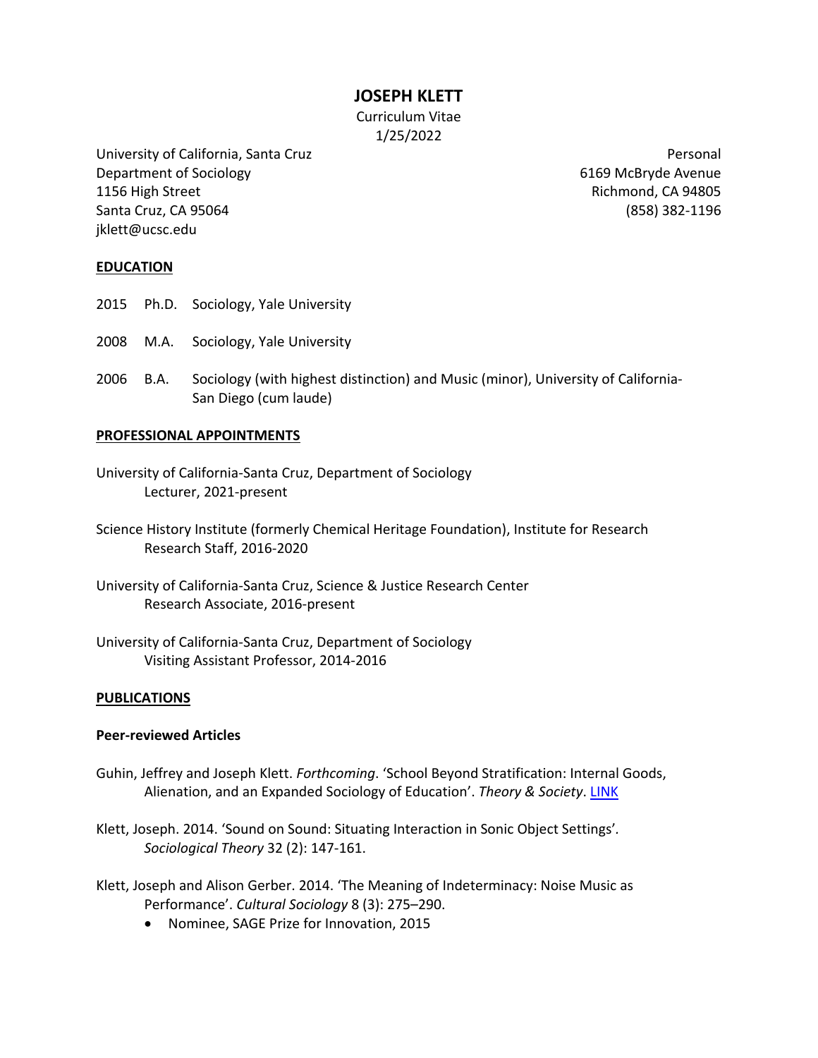# JOSEPH KLETT

Curriculum Vitae
1/25/2022

University of California, Santa Cruz
Department of Sociology
1156 High Street
Santa Cruz, CA 95064
jklett@ucsc.edu

Personal
6169 McBryde Avenue
Richmond, CA 94805
(858) 382-1196

## EDUCATION

2015 Ph.D. Sociology, Yale University

2008 M.A. Sociology, Yale University

2006 B.A. Sociology (with highest distinction) and Music (minor), University of California-San Diego (cum laude)

## PROFESSIONAL APPOINTMENTS

University of California-Santa Cruz, Department of Sociology
Lecturer, 2021-present

Science History Institute (formerly Chemical Heritage Foundation), Institute for Research
Research Staff, 2016-2020

University of California-Santa Cruz, Science & Justice Research Center
Research Associate, 2016-present

University of California-Santa Cruz, Department of Sociology
Visiting Assistant Professor, 2014-2016

## PUBLICATIONS

### Peer-reviewed Articles

Guhin, Jeffrey and Joseph Klett. *Forthcoming*. 'School Beyond Stratification: Internal Goods, Alienation, and an Expanded Sociology of Education'. *Theory & Society*. LINK

Klett, Joseph. 2014. 'Sound on Sound: Situating Interaction in Sonic Object Settings'. *Sociological Theory* 32 (2): 147-161.

Klett, Joseph and Alison Gerber. 2014. 'The Meaning of Indeterminacy: Noise Music as Performance'. *Cultural Sociology* 8 (3): 275–290.

- Nominee, SAGE Prize for Innovation, 2015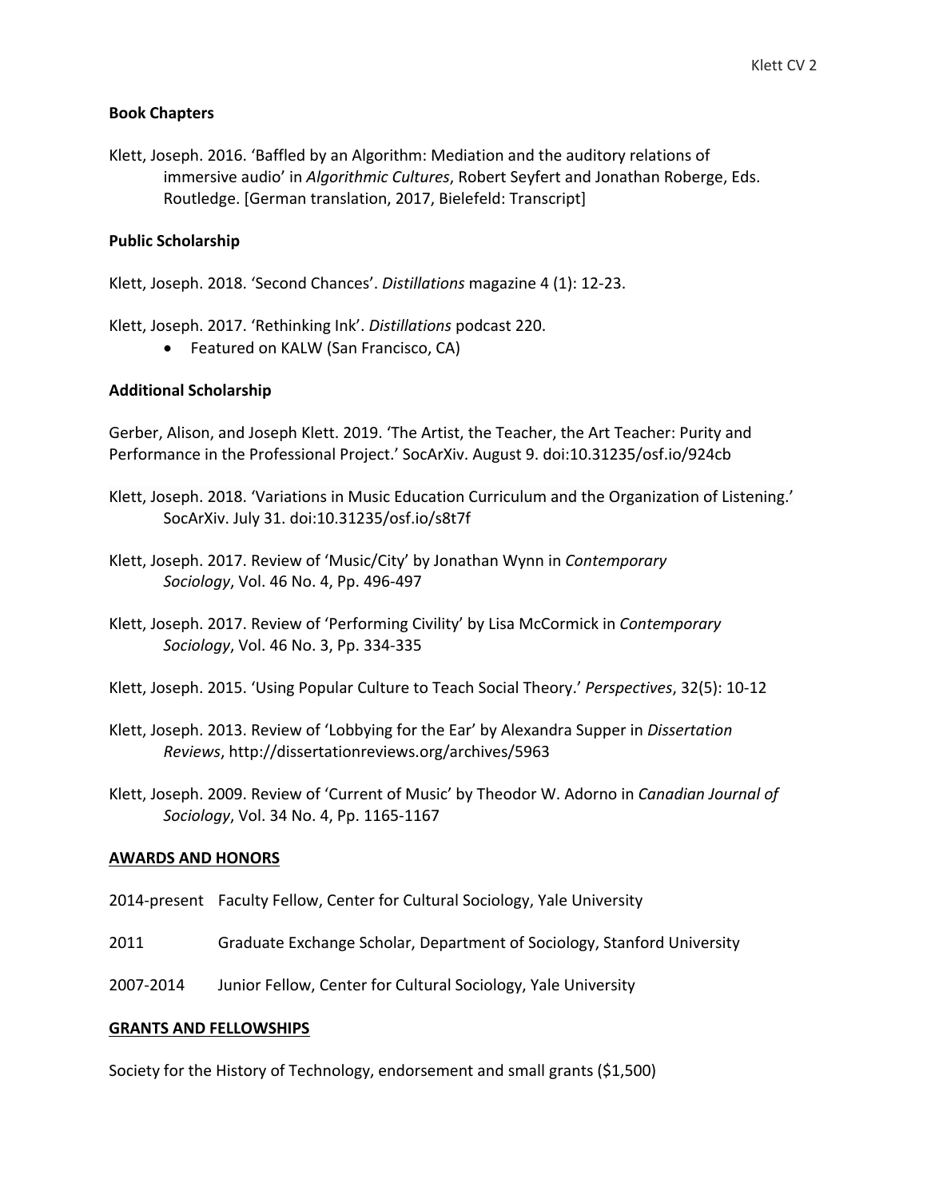### Book Chapters

Klett, Joseph. 2016. 'Baffled by an Algorithm: Mediation and the auditory relations of immersive audio' in *Algorithmic Cultures*, Robert Seyfert and Jonathan Roberge, Eds. Routledge. [German translation, 2017, Bielefeld: Transcript]

### Public Scholarship

Klett, Joseph. 2018. 'Second Chances'. *Distillations* magazine 4 (1): 12-23.

Klett, Joseph. 2017. 'Rethinking Ink'. *Distillations* podcast 220.

- Featured on KALW (San Francisco, CA)

### Additional Scholarship

Gerber, Alison, and Joseph Klett. 2019. 'The Artist, the Teacher, the Art Teacher: Purity and Performance in the Professional Project.' SocArXiv. August 9. doi:10.31235/osf.io/924cb

Klett, Joseph. 2018. 'Variations in Music Education Curriculum and the Organization of Listening.' SocArXiv. July 31. doi:10.31235/osf.io/s8t7f

Klett, Joseph. 2017. Review of 'Music/City' by Jonathan Wynn in *Contemporary Sociology*, Vol. 46 No. 4, Pp. 496-497

Klett, Joseph. 2017. Review of 'Performing Civility' by Lisa McCormick in *Contemporary Sociology*, Vol. 46 No. 3, Pp. 334-335

Klett, Joseph. 2015. 'Using Popular Culture to Teach Social Theory.' *Perspectives*, 32(5): 10-12

Klett, Joseph. 2013. Review of 'Lobbying for the Ear' by Alexandra Supper in *Dissertation Reviews*, http://dissertationreviews.org/archives/5963

Klett, Joseph. 2009. Review of 'Current of Music' by Theodor W. Adorno in *Canadian Journal of Sociology*, Vol. 34 No. 4, Pp. 1165-1167

## AWARDS AND HONORS

2014-present Faculty Fellow, Center for Cultural Sociology, Yale University

2011 Graduate Exchange Scholar, Department of Sociology, Stanford University

2007-2014 Junior Fellow, Center for Cultural Sociology, Yale University

## GRANTS AND FELLOWSHIPS

Society for the History of Technology, endorsement and small grants ($1,500)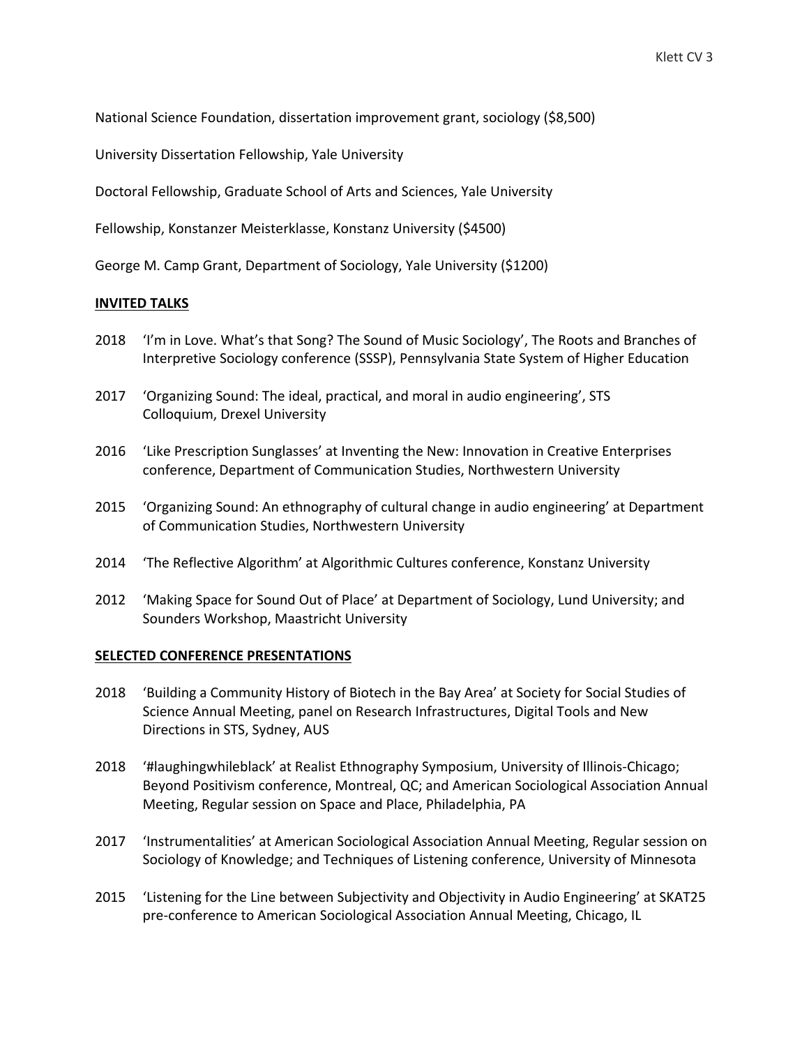National Science Foundation, dissertation improvement grant, sociology ($8,500)

University Dissertation Fellowship, Yale University

Doctoral Fellowship, Graduate School of Arts and Sciences, Yale University

Fellowship, Konstanzer Meisterklasse, Konstanz University ($4500)

George M. Camp Grant, Department of Sociology, Yale University ($1200)

## INVITED TALKS

2018 'I'm in Love. What's that Song? The Sound of Music Sociology', The Roots and Branches of Interpretive Sociology conference (SSSP), Pennsylvania State System of Higher Education

2017 'Organizing Sound: The ideal, practical, and moral in audio engineering', STS Colloquium, Drexel University

2016 'Like Prescription Sunglasses' at Inventing the New: Innovation in Creative Enterprises conference, Department of Communication Studies, Northwestern University

2015 'Organizing Sound: An ethnography of cultural change in audio engineering' at Department of Communication Studies, Northwestern University

2014 'The Reflective Algorithm' at Algorithmic Cultures conference, Konstanz University

2012 'Making Space for Sound Out of Place' at Department of Sociology, Lund University; and Sounders Workshop, Maastricht University

## SELECTED CONFERENCE PRESENTATIONS

2018 'Building a Community History of Biotech in the Bay Area' at Society for Social Studies of Science Annual Meeting, panel on Research Infrastructures, Digital Tools and New Directions in STS, Sydney, AUS

2018 '#laughingwhileblack' at Realist Ethnography Symposium, University of Illinois-Chicago; Beyond Positivism conference, Montreal, QC; and American Sociological Association Annual Meeting, Regular session on Space and Place, Philadelphia, PA

2017 'Instrumentalities' at American Sociological Association Annual Meeting, Regular session on Sociology of Knowledge; and Techniques of Listening conference, University of Minnesota

2015 'Listening for the Line between Subjectivity and Objectivity in Audio Engineering' at SKAT25 pre-conference to American Sociological Association Annual Meeting, Chicago, IL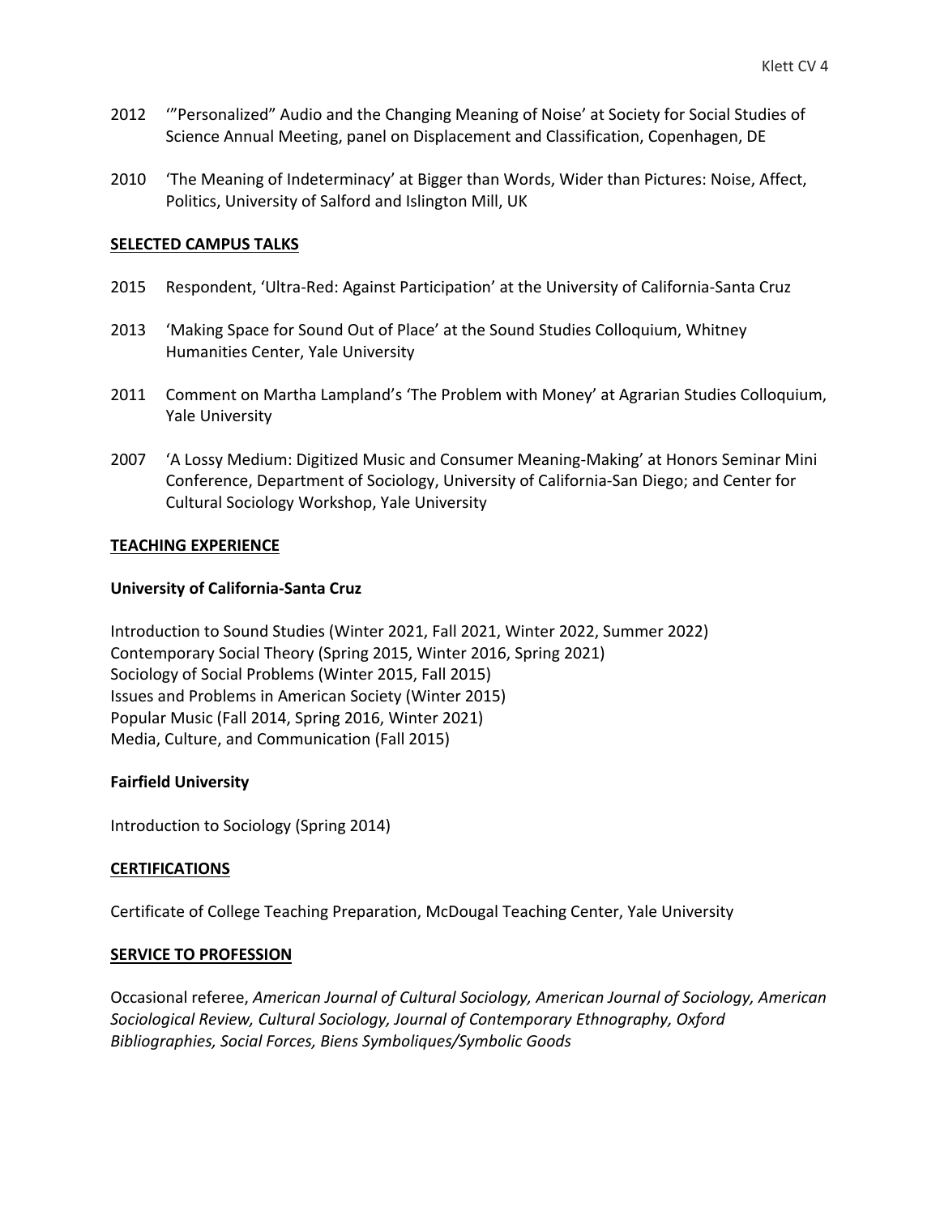2012 '"Personalized" Audio and the Changing Meaning of Noise' at Society for Social Studies of Science Annual Meeting, panel on Displacement and Classification, Copenhagen, DE

2010 'The Meaning of Indeterminacy' at Bigger than Words, Wider than Pictures: Noise, Affect, Politics, University of Salford and Islington Mill, UK

## SELECTED CAMPUS TALKS

2015 Respondent, 'Ultra-Red: Against Participation' at the University of California-Santa Cruz

2013 'Making Space for Sound Out of Place' at the Sound Studies Colloquium, Whitney Humanities Center, Yale University

2011 Comment on Martha Lampland's 'The Problem with Money' at Agrarian Studies Colloquium, Yale University

2007 'A Lossy Medium: Digitized Music and Consumer Meaning-Making' at Honors Seminar Mini Conference, Department of Sociology, University of California-San Diego; and Center for Cultural Sociology Workshop, Yale University

## TEACHING EXPERIENCE

### University of California-Santa Cruz

Introduction to Sound Studies (Winter 2021, Fall 2021, Winter 2022, Summer 2022)
Contemporary Social Theory (Spring 2015, Winter 2016, Spring 2021)
Sociology of Social Problems (Winter 2015, Fall 2015)
Issues and Problems in American Society (Winter 2015)
Popular Music (Fall 2014, Spring 2016, Winter 2021)
Media, Culture, and Communication (Fall 2015)

### Fairfield University

Introduction to Sociology (Spring 2014)

## CERTIFICATIONS

Certificate of College Teaching Preparation, McDougal Teaching Center, Yale University

## SERVICE TO PROFESSION

Occasional referee, *American Journal of Cultural Sociology, American Journal of Sociology, American Sociological Review, Cultural Sociology, Journal of Contemporary Ethnography, Oxford Bibliographies, Social Forces, Biens Symboliques/Symbolic Goods*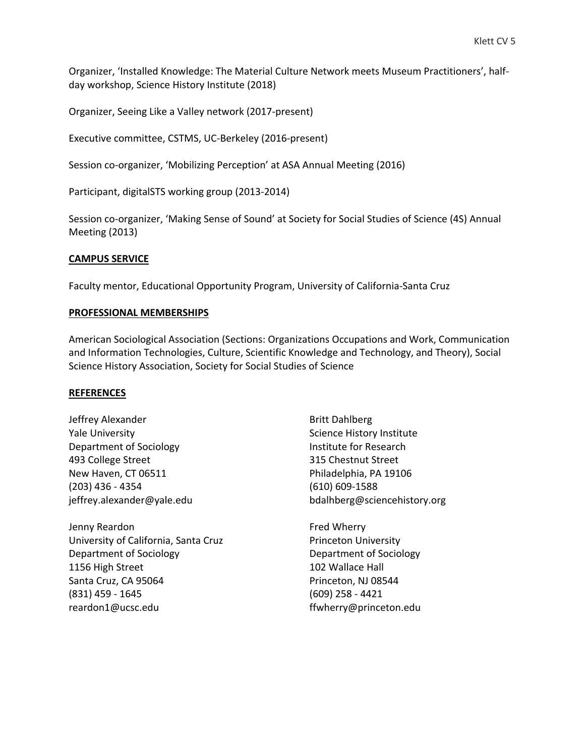Organizer, 'Installed Knowledge: The Material Culture Network meets Museum Practitioners', half-day workshop, Science History Institute (2018)

Organizer, Seeing Like a Valley network (2017-present)

Executive committee, CSTMS, UC-Berkeley (2016-present)

Session co-organizer, 'Mobilizing Perception' at ASA Annual Meeting (2016)

Participant, digitalSTS working group (2013-2014)

Session co-organizer, 'Making Sense of Sound' at Society for Social Studies of Science (4S) Annual Meeting (2013)

## CAMPUS SERVICE

Faculty mentor, Educational Opportunity Program, University of California-Santa Cruz

## PROFESSIONAL MEMBERSHIPS

American Sociological Association (Sections: Organizations Occupations and Work, Communication and Information Technologies, Culture, Scientific Knowledge and Technology, and Theory), Social Science History Association, Society for Social Studies of Science

## REFERENCES

Jeffrey Alexander
Yale University
Department of Sociology
493 College Street
New Haven, CT 06511
(203) 436 - 4354
jeffrey.alexander@yale.edu

Britt Dahlberg
Science History Institute
Institute for Research
315 Chestnut Street
Philadelphia, PA 19106
(610) 609-1588
bdalhberg@sciencehistory.org

Jenny Reardon
University of California, Santa Cruz
Department of Sociology
1156 High Street
Santa Cruz, CA 95064
(831) 459 - 1645
reardon1@ucsc.edu

Fred Wherry
Princeton University
Department of Sociology
102 Wallace Hall
Princeton, NJ 08544
(609) 258 - 4421
ffwherry@princeton.edu